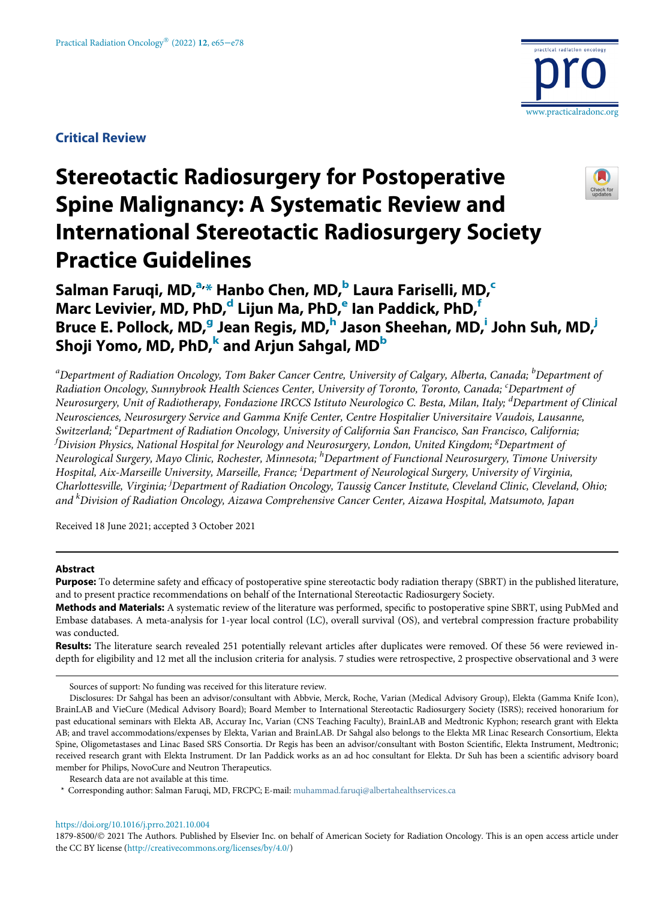Critical Review

# Stereotactic Radiosurgery for Postoperative Spine Malignancy: A Systematic Review and International Stereotactic Radiosurgery Society Practice Guidelines

**Salman Faruqi, MD,[a,*] Hanbo Chen, MD,[b] Laura Fariselli, MD,[c] Marc Levivier, MD, PhD,[d] Lijun Ma, PhD,[e] Ian Paddick, PhD,[f] Bruce E. Pollock, MD,[g] Jean Regis, MD,[h] Jason Sheehan, MD,[i] John Suh, MD,[j] Shoji Yomo, MD, PhD,[k] and Arjun Sahgal, MD[b]**

*[a]Department of Radiation Oncology, Tom Baker Cancer Centre, University of Calgary, Alberta, Canada; [b]Department of Radiation Oncology, Sunnybrook Health Sciences Center, University of Toronto, Toronto, Canada; [c]Department of Neurosurgery, Unit of Radiotherapy, Fondazione IRCCS Istituto Neurologico C. Besta, Milan, Italy; [d]Department of Clinical Neurosciences, Neurosurgery Service and Gamma Knife Center, Centre Hospitalier Universitaire Vaudois, Lausanne, Switzerland; [e]Department of Radiation Oncology, University of California San Francisco, San Francisco, California; [f]Division Physics, National Hospital for Neurology and Neurosurgery, London, United Kingdom; [g]Department of Neurological Surgery, Mayo Clinic, Rochester, Minnesota; [h]Department of Functional Neurosurgery, Timone University Hospital, Aix-Marseille University, Marseille, France; [i]Department of Neurological Surgery, University of Virginia, Charlottesville, Virginia; [j]Department of Radiation Oncology, Taussig Cancer Institute, Cleveland Clinic, Cleveland, Ohio; and [k]Division of Radiation Oncology, Aizawa Comprehensive Cancer Center, Aizawa Hospital, Matsumoto, Japan*

Received 18 June 2021; accepted 3 October 2021

## Abstract

**Purpose:** To determine safety and efficacy of postoperative spine stereotactic body radiation therapy (SBRT) in the published literature, and to present practice recommendations on behalf of the International Stereotactic Radiosurgery Society.

**Methods and Materials:** A systematic review of the literature was performed, specific to postoperative spine SBRT, using PubMed and Embase databases. A meta-analysis for 1-year local control (LC), overall survival (OS), and vertebral compression fracture probability was conducted.

**Results:** The literature search revealed 251 potentially relevant articles after duplicates were removed. Of these 56 were reviewed in-depth for eligibility and 12 met all the inclusion criteria for analysis. 7 studies were retrospective, 2 prospective observational and 3 were

---

Sources of support: No funding was received for this literature review.

Disclosures: Dr Sahgal has been an advisor/consultant with Abbvie, Merck, Roche, Varian (Medical Advisory Group), Elekta (Gamma Knife Icon), BrainLAB and VieCure (Medical Advisory Board); Board Member to International Stereotactic Radiosurgery Society (ISRS); received honorarium for past educational seminars with Elekta AB, Accuray Inc, Varian (CNS Teaching Faculty), BrainLAB and Medtronic Kyphon; research grant with Elekta AB; and travel accommodations/expenses by Elekta, Varian and BrainLAB. Dr Sahgal also belongs to the Elekta MR Linac Research Consortium, Elekta Spine, Oligometastases and Linac Based SRS Consortia. Dr Regis has been an advisor/consultant with Boston Scientific, Elekta Instrument, Medtronic; received research grant with Elekta Instrument. Dr Ian Paddick works as an ad hoc consultant for Elekta. Dr Suh has been a scientific advisory board member for Philips, NovoCure and Neutron Therapeutics.

Research data are not available at this time.

\* Corresponding author: Salman Faruqi, MD, FRCPC; E-mail: muhammad.faruqi@albertahealthservices.ca

https://doi.org/10.1016/j.prro.2021.10.004

1879-8500/© 2021 The Authors. Published by Elsevier Inc. on behalf of American Society for Radiation Oncology. This is an open access article under the CC BY license (http://creativecommons.org/licenses/by/4.0/)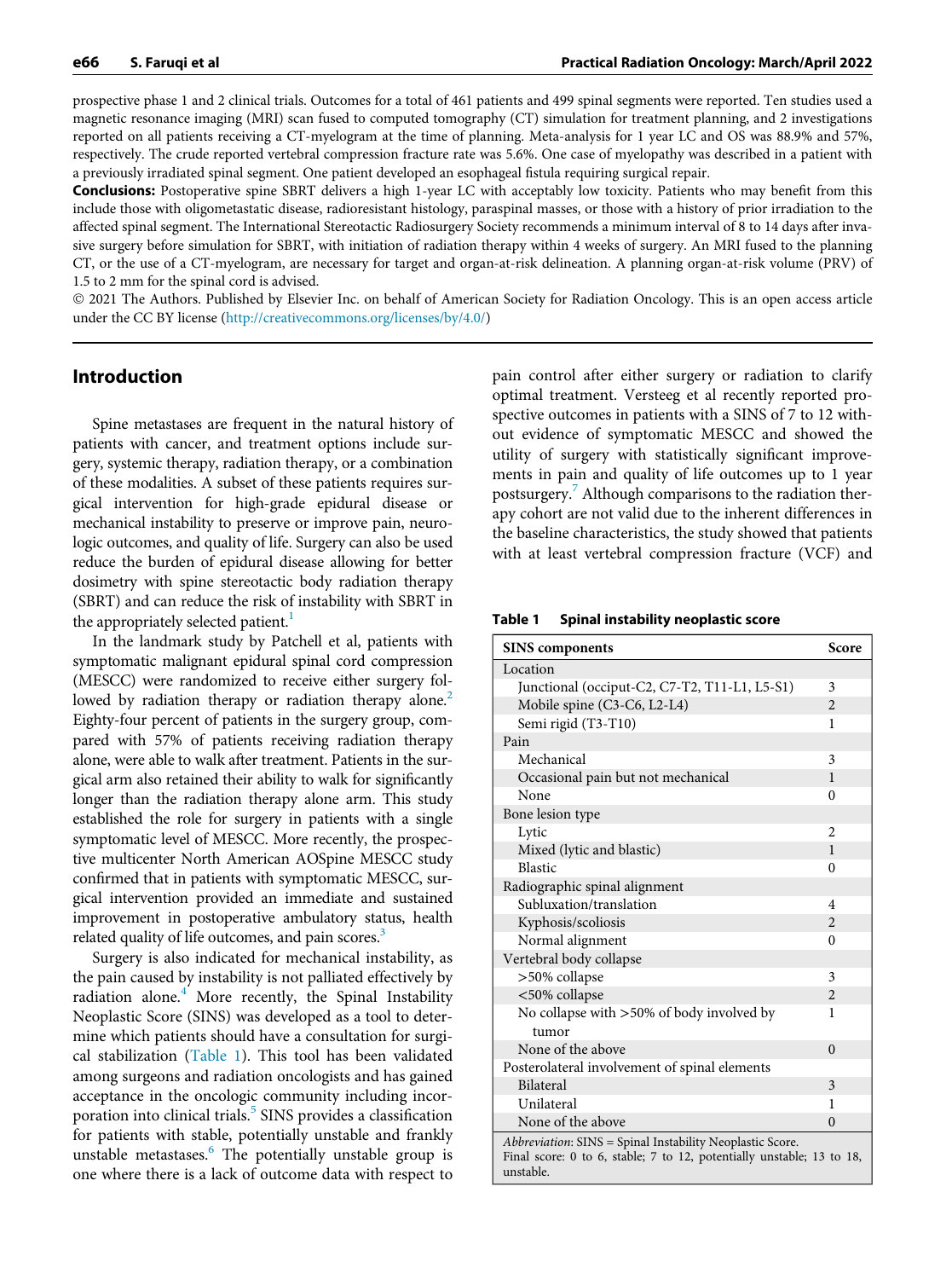prospective phase 1 and 2 clinical trials. Outcomes for a total of 461 patients and 499 spinal segments were reported. Ten studies used a magnetic resonance imaging (MRI) scan fused to computed tomography (CT) simulation for treatment planning, and 2 investigations reported on all patients receiving a CT-myelogram at the time of planning. Meta-analysis for 1 year LC and OS was 88.9% and 57%, respectively. The crude reported vertebral compression fracture rate was 5.6%. One case of myelopathy was described in a patient with a previously irradiated spinal segment. One patient developed an esophageal fistula requiring surgical repair.

**Conclusions:** Postoperative spine SBRT delivers a high 1-year LC with acceptably low toxicity. Patients who may benefit from this include those with oligometastatic disease, radioresistant histology, paraspinal masses, or those with a history of prior irradiation to the affected spinal segment. The International Stereotactic Radiosurgery Society recommends a minimum interval of 8 to 14 days after invasive surgery before simulation for SBRT, with initiation of radiation therapy within 4 weeks of surgery. An MRI fused to the planning CT, or the use of a CT-myelogram, are necessary for target and organ-at-risk delineation. A planning organ-at-risk volume (PRV) of 1.5 to 2 mm for the spinal cord is advised.

© 2021 The Authors. Published by Elsevier Inc. on behalf of American Society for Radiation Oncology. This is an open access article under the CC BY license (http://creativecommons.org/licenses/by/4.0/)

## Introduction

Spine metastases are frequent in the natural history of patients with cancer, and treatment options include surgery, systemic therapy, radiation therapy, or a combination of these modalities. A subset of these patients requires surgical intervention for high-grade epidural disease or mechanical instability to preserve or improve pain, neurologic outcomes, and quality of life. Surgery can also be used reduce the burden of epidural disease allowing for better dosimetry with spine stereotactic body radiation therapy (SBRT) and can reduce the risk of instability with SBRT in the appropriately selected patient.[1]

In the landmark study by Patchell et al, patients with symptomatic malignant epidural spinal cord compression (MESCC) were randomized to receive either surgery followed by radiation therapy or radiation therapy alone.[2] Eighty-four percent of patients in the surgery group, compared with 57% of patients receiving radiation therapy alone, were able to walk after treatment. Patients in the surgical arm also retained their ability to walk for significantly longer than the radiation therapy alone arm. This study established the role for surgery in patients with a single symptomatic level of MESCC. More recently, the prospective multicenter North American AOSpine MESCC study confirmed that in patients with symptomatic MESCC, surgical intervention provided an immediate and sustained improvement in postoperative ambulatory status, health related quality of life outcomes, and pain scores.[3]

Surgery is also indicated for mechanical instability, as the pain caused by instability is not palliated effectively by radiation alone.[4] More recently, the Spinal Instability Neoplastic Score (SINS) was developed as a tool to determine which patients should have a consultation for surgical stabilization (Table 1). This tool has been validated among surgeons and radiation oncologists and has gained acceptance in the oncologic community including incorporation into clinical trials.[5] SINS provides a classification for patients with stable, potentially unstable and frankly unstable metastases.[6] The potentially unstable group is one where there is a lack of outcome data with respect to pain control after either surgery or radiation to clarify optimal treatment. Versteeg et al recently reported prospective outcomes in patients with a SINS of 7 to 12 without evidence of symptomatic MESCC and showed the utility of surgery with statistically significant improvements in pain and quality of life outcomes up to 1 year postsurgery.[7] Although comparisons to the radiation therapy cohort are not valid due to the inherent differences in the baseline characteristics, the study showed that patients with at least vertebral compression fracture (VCF) and

**Table 1 Spinal instability neoplastic score**

| SINS components | Score |
|---|---|
| Location | |
| Junctional (occiput-C2, C7-T2, T11-L1, L5-S1) | 3 |
| Mobile spine (C3-C6, L2-L4) | 2 |
| Semi rigid (T3-T10) | 1 |
| Pain | |
| Mechanical | 3 |
| Occasional pain but not mechanical | 1 |
| None | 0 |
| Bone lesion type | |
| Lytic | 2 |
| Mixed (lytic and blastic) | 1 |
| Blastic | 0 |
| Radiographic spinal alignment | |
| Subluxation/translation | 4 |
| Kyphosis/scoliosis | 2 |
| Normal alignment | 0 |
| Vertebral body collapse | |
| >50% collapse | 3 |
| <50% collapse | 2 |
| No collapse with >50% of body involved by tumor | 1 |
| None of the above | 0 |
| Posterolateral involvement of spinal elements | |
| Bilateral | 3 |
| Unilateral | 1 |
| None of the above | 0 |

*Abbreviation*: SINS = Spinal Instability Neoplastic Score.
Final score: 0 to 6, stable; 7 to 12, potentially unstable; 13 to 18, unstable.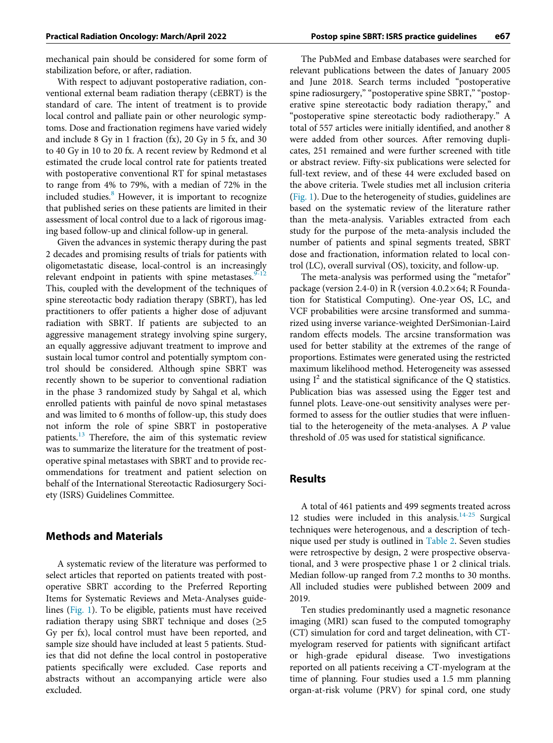mechanical pain should be considered for some form of stabilization before, or after, radiation.

With respect to adjuvant postoperative radiation, conventional external beam radiation therapy (cEBRT) is the standard of care. The intent of treatment is to provide local control and palliate pain or other neurologic symptoms. Dose and fractionation regimens have varied widely and include 8 Gy in 1 fraction (fx), 20 Gy in 5 fx, and 30 to 40 Gy in 10 to 20 fx. A recent review by Redmond et al estimated the crude local control rate for patients treated with postoperative conventional RT for spinal metastases to range from 4% to 79%, with a median of 72% in the included studies.[8] However, it is important to recognize that published series on these patients are limited in their assessment of local control due to a lack of rigorous imaging based follow-up and clinical follow-up in general.

Given the advances in systemic therapy during the past 2 decades and promising results of trials for patients with oligometastatic disease, local-control is an increasingly relevant endpoint in patients with spine metastases.[9-12] This, coupled with the development of the techniques of spine stereotactic body radiation therapy (SBRT), has led practitioners to offer patients a higher dose of adjuvant radiation with SBRT. If patients are subjected to an aggressive management strategy involving spine surgery, an equally aggressive adjuvant treatment to improve and sustain local tumor control and potentially symptom control should be considered. Although spine SBRT was recently shown to be superior to conventional radiation in the phase 3 randomized study by Sahgal et al, which enrolled patients with painful de novo spinal metastases and was limited to 6 months of follow-up, this study does not inform the role of spine SBRT in postoperative patients.[13] Therefore, the aim of this systematic review was to summarize the literature for the treatment of postoperative spinal metastases with SBRT and to provide recommendations for treatment and patient selection on behalf of the International Stereotactic Radiosurgery Society (ISRS) Guidelines Committee.

## Methods and Materials

A systematic review of the literature was performed to select articles that reported on patients treated with postoperative SBRT according to the Preferred Reporting Items for Systematic Reviews and Meta-Analyses guidelines (Fig. 1). To be eligible, patients must have received radiation therapy using SBRT technique and doses (≥5 Gy per fx), local control must have been reported, and sample size should have included at least 5 patients. Studies that did not define the local control in postoperative patients specifically were excluded. Case reports and abstracts without an accompanying article were also excluded.

The PubMed and Embase databases were searched for relevant publications between the dates of January 2005 and June 2018. Search terms included "postoperative spine radiosurgery," "postoperative spine SBRT," "postoperative spine stereotactic body radiation therapy," and "postoperative spine stereotactic body radiotherapy." A total of 557 articles were initially identified, and another 8 were added from other sources. After removing duplicates, 251 remained and were further screened with title or abstract review. Fifty-six publications were selected for full-text review, and of these 44 were excluded based on the above criteria. Twele studies met all inclusion criteria (Fig. 1). Due to the heterogeneity of studies, guidelines are based on the systematic review of the literature rather than the meta-analysis. Variables extracted from each study for the purpose of the meta-analysis included the number of patients and spinal segments treated, SBRT dose and fractionation, information related to local control (LC), overall survival (OS), toxicity, and follow-up.

The meta-analysis was performed using the "metafor" package (version 2.4-0) in R (version 4.0.2×64; R Foundation for Statistical Computing). One-year OS, LC, and VCF probabilities were arcsine transformed and summarized using inverse variance-weighted DerSimonian-Laird random effects models. The arcsine transformation was used for better stability at the extremes of the range of proportions. Estimates were generated using the restricted maximum likelihood method. Heterogeneity was assessed using $I^2$ and the statistical significance of the Q statistics. Publication bias was assessed using the Egger test and funnel plots. Leave-one-out sensitivity analyses were performed to assess for the outlier studies that were influential to the heterogeneity of the meta-analyses. A *P* value threshold of .05 was used for statistical significance.

## Results

A total of 461 patients and 499 segments treated across 12 studies were included in this analysis.[14-25] Surgical techniques were heterogenous, and a description of technique used per study is outlined in Table 2. Seven studies were retrospective by design, 2 were prospective observational, and 3 were prospective phase 1 or 2 clinical trials. Median follow-up ranged from 7.2 months to 30 months. All included studies were published between 2009 and 2019.

Ten studies predominantly used a magnetic resonance imaging (MRI) scan fused to the computed tomography (CT) simulation for cord and target delineation, with CT-myelogram reserved for patients with significant artifact or high-grade epidural disease. Two investigations reported on all patients receiving a CT-myelogram at the time of planning. Four studies used a 1.5 mm planning organ-at-risk volume (PRV) for spinal cord, one study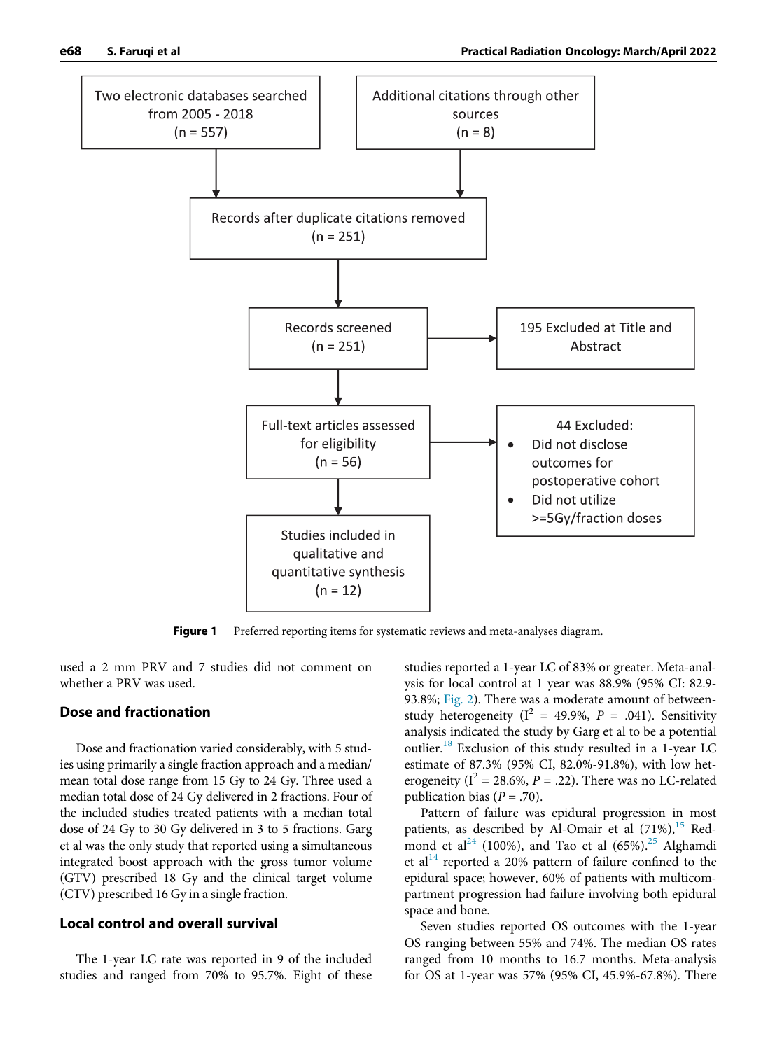Two electronic databases searched from 2005 - 2018 (n = 557)

Additional citations through other sources (n = 8)

Records after duplicate citations removed (n = 251)

Records screened (n = 251)

195 Excluded at Title and Abstract

Full-text articles assessed for eligibility (n = 56)

44 Excluded:

- Did not disclose outcomes for postoperative cohort
- Did not utilize >=5Gy/fraction doses

Studies included in qualitative and quantitative synthesis (n = 12)

**Figure 1** Preferred reporting items for systematic reviews and meta-analyses diagram.

used a 2 mm PRV and 7 studies did not comment on whether a PRV was used.

## Dose and fractionation

Dose and fractionation varied considerably, with 5 studies using primarily a single fraction approach and a median/mean total dose range from 15 Gy to 24 Gy. Three used a median total dose of 24 Gy delivered in 2 fractions. Four of the included studies treated patients with a median total dose of 24 Gy to 30 Gy delivered in 3 to 5 fractions. Garg et al was the only study that reported using a simultaneous integrated boost approach with the gross tumor volume (GTV) prescribed 18 Gy and the clinical target volume (CTV) prescribed 16 Gy in a single fraction.

## Local control and overall survival

The 1-year LC rate was reported in 9 of the included studies and ranged from 70% to 95.7%. Eight of these studies reported a 1-year LC of 83% or greater. Meta-analysis for local control at 1 year was 88.9% (95% CI: 82.9-93.8%; Fig. 2). There was a moderate amount of between-study heterogeneity ($I^2$ = 49.9%, $P$ = .041). Sensitivity analysis indicated the study by Garg et al to be a potential outlier.[18] Exclusion of this study resulted in a 1-year LC estimate of 87.3% (95% CI, 82.0%-91.8%), with low heterogeneity ($I^2$ = 28.6%, $P$ = .22). There was no LC-related publication bias ($P$ = .70).

Pattern of failure was epidural progression in most patients, as described by Al-Omair et al (71%),[15] Redmond et al[24] (100%), and Tao et al (65%).[25] Alghamdi et al[14] reported a 20% pattern of failure confined to the epidural space; however, 60% of patients with multicompartment progression had failure involving both epidural space and bone.

Seven studies reported OS outcomes with the 1-year OS ranging between 55% and 74%. The median OS rates ranged from 10 months to 16.7 months. Meta-analysis for OS at 1-year was 57% (95% CI, 45.9%-67.8%). There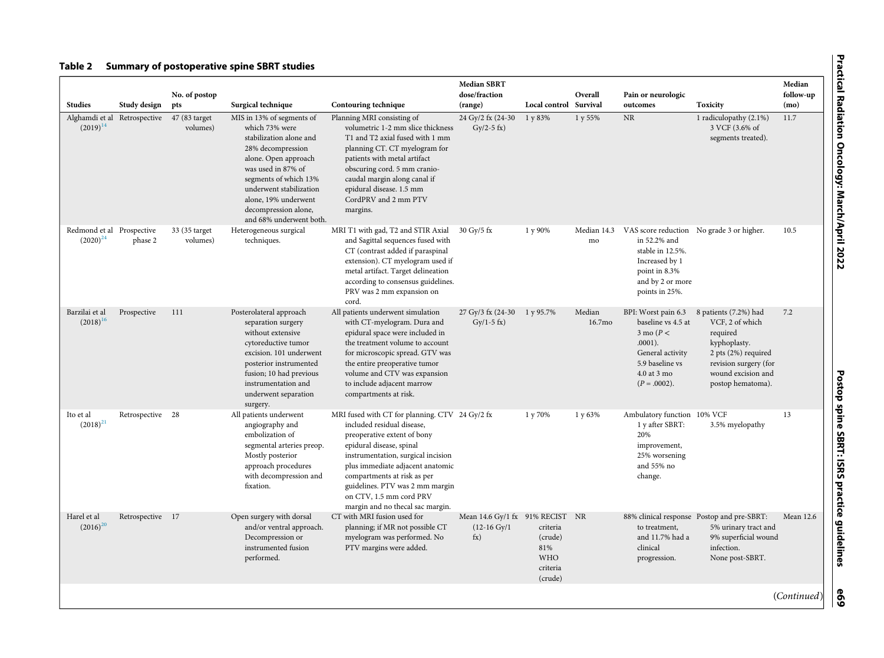**Table 2 Summary of postoperative spine SBRT studies**

| Studies | Study design | No. of postop pts | Surgical technique | Contouring technique | Median SBRT dose/fraction (range) | Local control | Overall Survival | Pain or neurologic outcomes | Toxicity | Median follow-up (mo) |
|---|---|---|---|---|---|---|---|---|---|---|
| Alghamdi et al (2019)[14] | Retrospective | 47 (83 target volumes) | MIS in 13% of segments of which 73% were stabilization alone and 28% decompression alone. Open approach was used in 87% of segments of which 13% underwent stabilization alone, 19% underwent decompression alone, and 68% underwent both. | Planning MRI consisting of volumetric 1-2 mm slice thickness T1 and T2 axial fused with 1 mm planning CT. CT myelogram for patients with metal artifact obscuring cord. 5 mm cranio-caudal margin along canal if epidural disease. 1.5 mm CordPRV and 2 mm PTV margins. | 24 Gy/2 fx (24-30 Gy/2-5 fx) | 1 y 83% | 1 y 55% | NR | 1 radiculopathy (2.1%) 3 VCF (3.6% of segments treated). | 11.7 |
| Redmond et al (2020)[24] | Prospective phase 2 | 33 (35 target volumes) | Heterogeneous surgical techniques. | MRI T1 with gad, T2 and STIR Axial and Sagittal sequences fused with CT (contrast added if paraspinal extension). CT myelogram used if metal artifact. Target delineation according to consensus guidelines. PRV was 2 mm expansion on cord. | 30 Gy/5 fx | 1 y 90% | Median 14.3 mo | VAS score reduction in 52.2% and stable in 12.5%. Increased by 1 point in 8.3% and by 2 or more points in 25%. | No grade 3 or higher. | 10.5 |
| Barzilai et al (2018)[16] | Prospective | 111 | Posterolateral approach separation surgery without extensive cytoreductive tumor excision. 101 underwent posterior instrumented fusion; 10 had previous instrumentation and underwent separation surgery. | All patients underwent simulation with CT-myelogram. Dura and epidural space were included in the treatment volume to account for microscopic spread. GTV was the entire preoperative tumor volume and CTV was expansion to include adjacent marrow compartments at risk. | 27 Gy/3 fx (24-30 Gy/1-5 fx) | 1 y 95.7% | Median 16.7mo | BPI: Worst pain 6.3 baseline vs 4.5 at 3 mo ($P < .0001$). General activity 5.9 baseline vs 4.0 at 3 mo ($P = .0002$). | 8 patients (7.2%) had VCF, 2 of which required kyphoplasty. 2 pts (2%) required revision surgery (for wound excision and postop hematoma). | 7.2 |
| Ito et al (2018)[21] | Retrospective | 28 | All patients underwent angiography and embolization of segmental arteries preop. Mostly posterior approach procedures with decompression and fixation. | MRI fused with CT for planning. CTV included residual disease, preoperative extent of bony epidural disease, spinal instrumentation, surgical incision plus immediate adjacent anatomic compartments at risk as per guidelines. PTV was 2 mm margin on CTV, 1.5 mm cord PRV margin and no thecal sac margin. | 24 Gy/2 fx | 1 y 70% | 1 y 63% | Ambulatory function 1 y after SBRT: 20% improvement, 25% worsening and 55% no change. | 10% VCF 3.5% myelopathy | 13 |
| Harel et al (2016)[20] | Retrospective | 17 | Open surgery with dorsal and/or ventral approach. Decompression or instrumented fusion performed. | CT with MRI fusion used for planning; if MR not possible CT myelogram was performed. No PTV margins were added. | Mean 14.6 Gy/1 fx (12-16 Gy/1 fx) | 91% RECIST criteria (crude) 81% WHO criteria (crude) | NR | 88% clinical response to treatment, and 11.7% had a clinical progression. | Postop and pre-SBRT: 5% urinary tract and 9% superficial wound infection. None post-SBRT. | Mean 12.6 |

(*Continued*)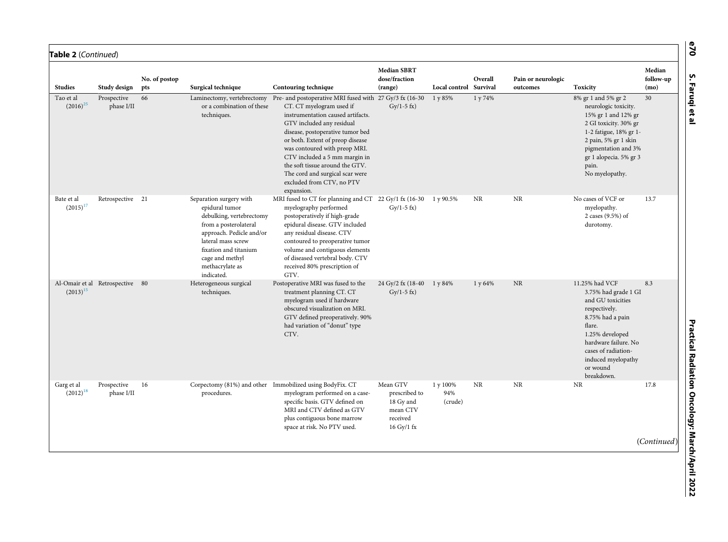**Table 2** (*Continued*)

| Studies | Study design | No. of postop pts | Surgical technique | Contouring technique | Median SBRT dose/fraction (range) | Local control | Overall Survival | Pain or neurologic outcomes | Toxicity | Median follow-up (mo) |
|---|---|---|---|---|---|---|---|---|---|---|
| Tao et al (2016)[25] | Prospective phase I/II | 66 | Laminectomy, vertebrectomy or a combination of these techniques. | Pre- and postoperative MRI fused with CT. CT myelogram used if instrumentation caused artifacts. GTV included any residual disease, postoperative tumor bed or both. Extent of preop disease was contoured with preop MRI. CTV included a 5 mm margin in the soft tissue around the GTV. The cord and surgical scar were excluded from CTV, no PTV expansion. | 27 Gy/3 fx (16-30 Gy/1-5 fx) | 1 y 85% | 1 y 74% | | 8% gr 1 and 5% gr 2 neurologic toxicity. 15% gr 1 and 12% gr 2 GI toxicity. 30% gr 1-2 fatigue, 18% gr 1-2 pain, 5% gr 1 skin pigmentation and 3% gr 1 alopecia. 5% gr 3 pain. No myelopathy. | 30 |
| Bate et al (2015)[17] | Retrospective | 21 | Separation surgery with epidural tumor debulking, vertebrectomy from a posterolateral approach. Pedicle and/or lateral mass screw fixation and titanium cage and methyl methacrylate as indicated. | MRI fused to CT for planning and CT myelography performed postoperatively if high-grade epidural disease. GTV included any residual disease. CTV contoured to preoperative tumor volume and contiguous elements of diseased vertebral body. CTV received 80% prescription of GTV. | 22 Gy/1 fx (16-30 Gy/1-5 fx) | 1 y 90.5% | NR | NR | No cases of VCF or myelopathy. 2 cases (9.5%) of durotomy. | 13.7 |
| Al-Omair et al (2013)[15] | Retrospective | 80 | Heterogeneous surgical techniques. | Postoperative MRI was fused to the treatment planning CT. CT myelogram used if hardware obscured visualization on MRI. GTV defined preoperatively. 90% had variation of "donut" type CTV. | 24 Gy/2 fx (18-40 Gy/1-5 fx) | 1 y 84% | 1 y 64% | NR | 11.25% had VCF 3.75% had grade 1 GI and GU toxicities respectively. 8.75% had a pain flare. 1.25% developed hardware failure. No cases of radiation-induced myelopathy or wound breakdown. | 8.3 |
| Garg et al (2012)[18] | Prospective phase I/II | 16 | Corpectomy (81%) and other procedures. | Immobilized using BodyFix. CT myelogram performed on a case-specific basis. GTV defined on MRI and CTV defined as GTV plus contiguous bone marrow space at risk. No PTV used. | Mean GTV prescribed to 18 Gy and mean CTV received 16 Gy/1 fx | 1 y 100% 94% (crude) | NR | NR | NR | 17.8 |

(*Continued*)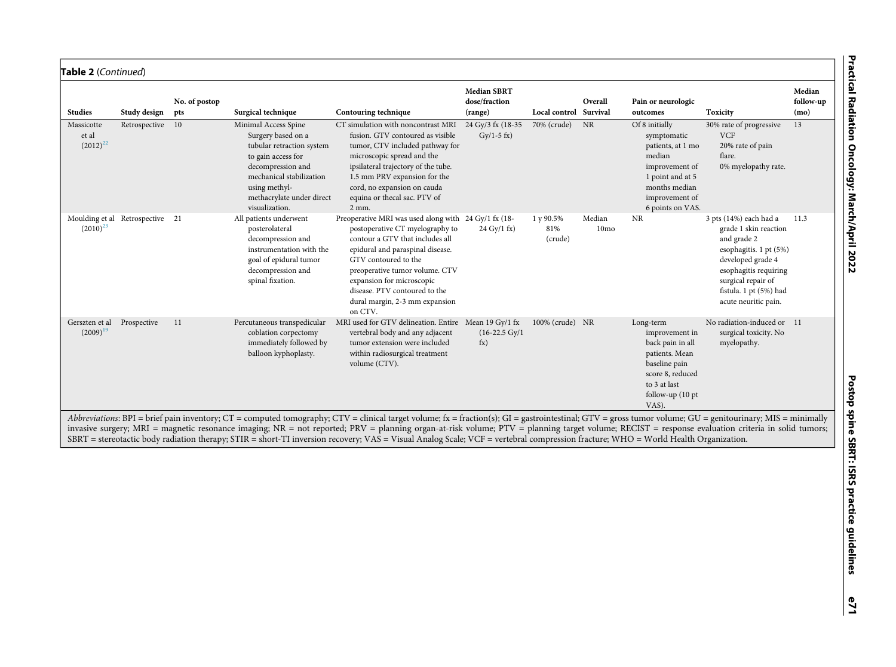**Table 2** (*Continued*)

| Studies | Study design | No. of postop pts | Surgical technique | Contouring technique | Median SBRT dose/fraction (range) | Local control | Overall Survival | Pain or neurologic outcomes | Toxicity | Median follow-up (mo) |
|---|---|---|---|---|---|---|---|---|---|---|
| Massicotte et al (2012)[22] | Retrospective | 10 | Minimal Access Spine Surgery based on a tubular retraction system to gain access for decompression and mechanical stabilization using methyl-methacrylate under direct visualization. | CT simulation with noncontrast MRI fusion. GTV contoured as visible tumor, CTV included pathway for microscopic spread and the ipsilateral trajectory of the tube. 1.5 mm PRV expansion for the cord, no expansion on cauda equina or thecal sac. PTV of 2 mm. | 24 Gy/3 fx (18-35 Gy/1-5 fx) | 70% (crude) | NR | Of 8 initially symptomatic patients, at 1 mo median improvement of 1 point and at 5 months median improvement of 6 points on VAS. | 30% rate of progressive VCF<br>20% rate of pain flare.<br>0% myelopathy rate. | 13 |
| Moulding et al (2010)[23] | Retrospective | 21 | All patients underwent posterolateral decompression and instrumentation with the goal of epidural tumor decompression and spinal fixation. | Preoperative MRI was used along with postoperative CT myelography to contour a GTV that includes all epidural and paraspinal disease. GTV contoured to the preoperative tumor volume. CTV expansion for microscopic disease. PTV contoured to the dural margin, 2-3 mm expansion on CTV. | 24 Gy/1 fx (18-24 Gy/1 fx) | 1 y 90.5% 81% (crude) | Median 10mo | NR | 3 pts (14%) each had a grade 1 skin reaction and grade 2 esophagitis. 1 pt (5%) developed grade 4 esophagitis requiring surgical repair of fistula. 1 pt (5%) had acute neuritic pain. | 11.3 |
| Gerszten et al (2009)[19] | Prospective | 11 | Percutaneous transpedicular coblation corpectomy immediately followed by balloon kyphoplasty. | MRI used for GTV delineation. Entire vertebral body and any adjacent tumor extension were included within radiosurgical treatment volume (CTV). | Mean 19 Gy/1 fx (16-22.5 Gy/1 fx) | 100% (crude) | NR | Long-term improvement in back pain in all patients. Mean baseline pain score 8, reduced to 3 at last follow-up (10 pt VAS). | No radiation-induced or surgical toxicity. No myelopathy. | 11 |

*Abbreviations*: BPI = brief pain inventory; CT = computed tomography; CTV = clinical target volume; fx = fraction(s); GI = gastrointestinal; GTV = gross tumor volume; GU = genitourinary; MIS = minimally invasive surgery; MRI = magnetic resonance imaging; NR = not reported; PRV = planning organ-at-risk volume; PTV = planning target volume; RECIST = response evaluation criteria in solid tumors; SBRT = stereotactic body radiation therapy; STIR = short-TI inversion recovery; VAS = Visual Analog Scale; VCF = vertebral compression fracture; WHO = World Health Organization.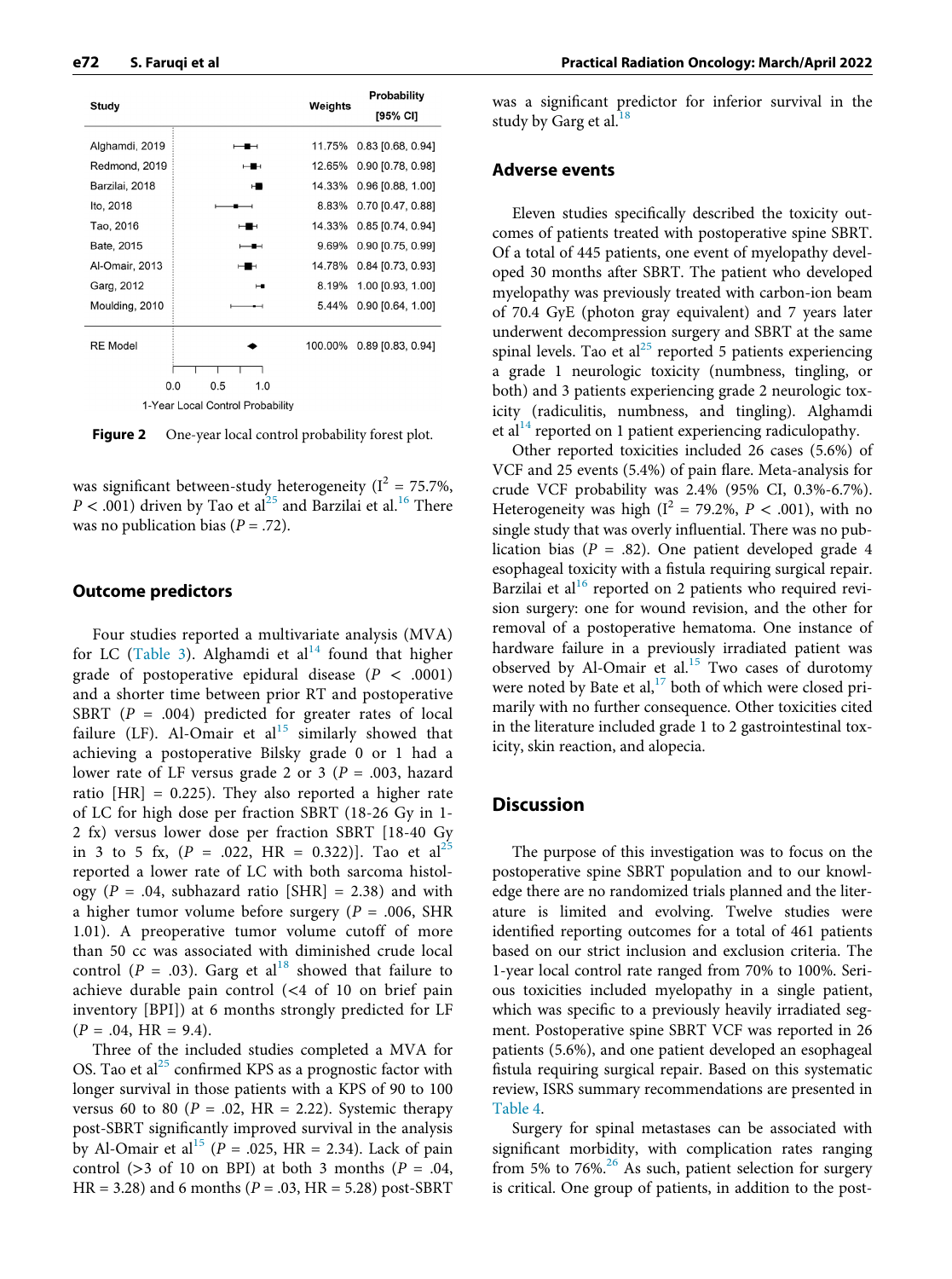| Study | Weights | Probability [95% CI] |
|---|---|---|
| Alghamdi, 2019 | 11.75% | 0.83 [0.68, 0.94] |
| Redmond, 2019 | 12.65% | 0.90 [0.78, 0.98] |
| Barzilai, 2018 | 14.33% | 0.96 [0.88, 1.00] |
| Ito, 2018 | 8.83% | 0.70 [0.47, 0.88] |
| Tao, 2016 | 14.33% | 0.85 [0.74, 0.94] |
| Bate, 2015 | 9.69% | 0.90 [0.75, 0.99] |
| Al-Omair, 2013 | 14.78% | 0.84 [0.73, 0.93] |
| Garg, 2012 | 8.19% | 1.00 [0.93, 1.00] |
| Moulding, 2010 | 5.44% | 0.90 [0.64, 1.00] |
| RE Model | 100.00% | 0.89 [0.83, 0.94] |

1-Year Local Control Probability

**Figure 2** One-year local control probability forest plot.

was significant between-study heterogeneity ($I^2$ = 75.7%, $P < .001$) driven by Tao et al[25] and Barzilai et al.[16] There was no publication bias ($P = .72$).

## Outcome predictors

Four studies reported a multivariate analysis (MVA) for LC (Table 3). Alghamdi et al[14] found that higher grade of postoperative epidural disease ($P < .0001$) and a shorter time between prior RT and postoperative SBRT ($P = .004$) predicted for greater rates of local failure (LF). Al-Omair et al[15] similarly showed that achieving a postoperative Bilsky grade 0 or 1 had a lower rate of LF versus grade 2 or 3 ($P = .003$, hazard ratio [HR] = 0.225). They also reported a higher rate of LC for high dose per fraction SBRT (18-26 Gy in 1-2 fx) versus lower dose per fraction SBRT [18-40 Gy in 3 to 5 fx, ($P = .022$, HR = 0.322)]. Tao et al[25] reported a lower rate of LC with both sarcoma histology ($P = .04$, subhazard ratio [SHR] = 2.38) and with a higher tumor volume before surgery ($P = .006$, SHR 1.01). A preoperative tumor volume cutoff of more than 50 cc was associated with diminished crude local control ($P = .03$). Garg et al[18] showed that failure to achieve durable pain control (<4 of 10 on brief pain inventory [BPI]) at 6 months strongly predicted for LF ($P = .04$, HR = 9.4).

Three of the included studies completed a MVA for OS. Tao et al[25] confirmed KPS as a prognostic factor with longer survival in those patients with a KPS of 90 to 100 versus 60 to 80 ($P = .02$, HR = 2.22). Systemic therapy post-SBRT significantly improved survival in the analysis by Al-Omair et al[15] ($P = .025$, HR = 2.34). Lack of pain control (>3 of 10 on BPI) at both 3 months ($P = .04$, HR = 3.28) and 6 months ($P = .03$, HR = 5.28) post-SBRT was a significant predictor for inferior survival in the study by Garg et al.[18]

## Adverse events

Eleven studies specifically described the toxicity outcomes of patients treated with postoperative spine SBRT. Of a total of 445 patients, one event of myelopathy developed 30 months after SBRT. The patient who developed myelopathy was previously treated with carbon-ion beam of 70.4 GyE (photon gray equivalent) and 7 years later underwent decompression surgery and SBRT at the same spinal levels. Tao et al[25] reported 5 patients experiencing a grade 1 neurologic toxicity (numbness, tingling, or both) and 3 patients experiencing grade 2 neurologic toxicity (radiculitis, numbness, and tingling). Alghamdi et al[14] reported on 1 patient experiencing radiculopathy.

Other reported toxicities included 26 cases (5.6%) of VCF and 25 events (5.4%) of pain flare. Meta-analysis for crude VCF probability was 2.4% (95% CI, 0.3%-6.7%). Heterogeneity was high ($I^2$ = 79.2%, $P < .001$), with no single study that was overly influential. There was no publication bias ($P = .82$). One patient developed grade 4 esophageal toxicity with a fistula requiring surgical repair. Barzilai et al[16] reported on 2 patients who required revision surgery: one for wound revision, and the other for removal of a postoperative hematoma. One instance of hardware failure in a previously irradiated patient was observed by Al-Omair et al.[15] Two cases of durotomy were noted by Bate et al,[17] both of which were closed primarily with no further consequence. Other toxicities cited in the literature included grade 1 to 2 gastrointestinal toxicity, skin reaction, and alopecia.

## Discussion

The purpose of this investigation was to focus on the postoperative spine SBRT population and to our knowledge there are no randomized trials planned and the literature is limited and evolving. Twelve studies were identified reporting outcomes for a total of 461 patients based on our strict inclusion and exclusion criteria. The 1-year local control rate ranged from 70% to 100%. Serious toxicities included myelopathy in a single patient, which was specific to a previously heavily irradiated segment. Postoperative spine SBRT VCF was reported in 26 patients (5.6%), and one patient developed an esophageal fistula requiring surgical repair. Based on this systematic review, ISRS summary recommendations are presented in Table 4.

Surgery for spinal metastases can be associated with significant morbidity, with complication rates ranging from 5% to 76%.[26] As such, patient selection for surgery is critical. One group of patients, in addition to the post-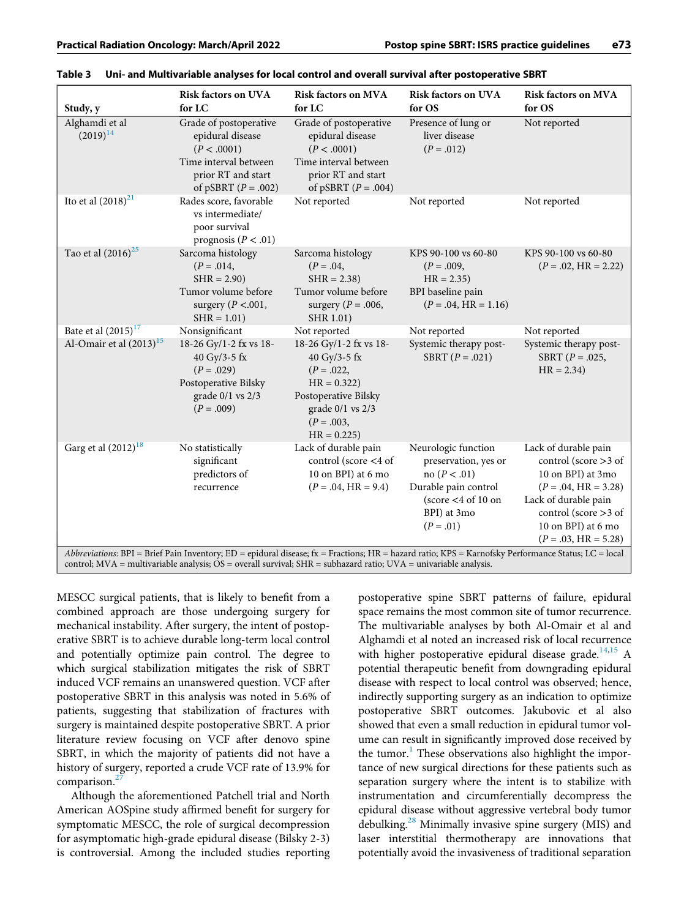**Table 3 Uni- and Multivariable analyses for local control and overall survival after postoperative SBRT**

| Study, y | Risk factors on UVA for LC | Risk factors on MVA for LC | Risk factors on UVA for OS | Risk factors on MVA for OS |
|---|---|---|---|---|
| Alghamdi et al (2019)[14] | Grade of postoperative epidural disease ($P < .0001$) Time interval between prior RT and start of pSBRT ($P = .002$) | Grade of postoperative epidural disease ($P < .0001$) Time interval between prior RT and start of pSBRT ($P = .004$) | Presence of lung or liver disease ($P = .012$) | Not reported |
| Ito et al (2018)[21] | Rades score, favorable vs intermediate/ poor survival prognosis ($P < .01$) | Not reported | Not reported | Not reported |
| Tao et al (2016)[25] | Sarcoma histology ($P = .014$, SHR = 2.90) Tumor volume before surgery ($P < .001$, SHR = 1.01) | Sarcoma histology ($P = .04$, SHR = 2.38) Tumor volume before surgery ($P = .006$, SHR 1.01) | KPS 90-100 vs 60-80 ($P = .009$, HR = 2.35) BPI baseline pain ($P = .04$, HR = 1.16) | KPS 90-100 vs 60-80 ($P = .02$, HR = 2.22) |
| Bate et al (2015)[17] | Nonsignificant | Not reported | Not reported | Not reported |
| Al-Omair et al (2013)[15] | 18-26 Gy/1-2 fx vs 18-40 Gy/3-5 fx ($P = .029$) Postoperative Bilsky grade 0/1 vs 2/3 ($P = .009$) | 18-26 Gy/1-2 fx vs 18-40 Gy/3-5 fx ($P = .022$, HR = 0.322) Postoperative Bilsky grade 0/1 vs 2/3 ($P = .003$, HR = 0.225) | Systemic therapy post-SBRT ($P = .021$) | Systemic therapy post-SBRT ($P = .025$, HR = 2.34) |
| Garg et al (2012)[18] | No statistically significant predictors of recurrence | Lack of durable pain control (score <4 of 10 on BPI) at 6 mo ($P = .04$, HR = 9.4) | Neurologic function preservation, yes or no ($P < .01$) Durable pain control (score <4 of 10 on BPI) at 3mo ($P = .01$) | Lack of durable pain control (score >3 of 10 on BPI) at 3mo ($P = .04$, HR = 3.28) Lack of durable pain control (score >3 of 10 on BPI) at 6 mo ($P = .03$, HR = 5.28) |

*Abbreviations*: BPI = Brief Pain Inventory; ED = epidural disease; fx = Fractions; HR = hazard ratio; KPS = Karnofsky Performance Status; LC = local control; MVA = multivariable analysis; OS = overall survival; SHR = subhazard ratio; UVA = univariable analysis.

MESCC surgical patients, that is likely to benefit from a combined approach are those undergoing surgery for mechanical instability. After surgery, the intent of postoperative SBRT is to achieve durable long-term local control and potentially optimize pain control. The degree to which surgical stabilization mitigates the risk of SBRT induced VCF remains an unanswered question. VCF after postoperative SBRT in this analysis was noted in 5.6% of patients, suggesting that stabilization of fractures with surgery is maintained despite postoperative SBRT. A prior literature review focusing on VCF after denovo spine SBRT, in which the majority of patients did not have a history of surgery, reported a crude VCF rate of 13.9% for comparison.[27]

Although the aforementioned Patchell trial and North American AOSpine study affirmed benefit for surgery for symptomatic MESCC, the role of surgical decompression for asymptomatic high-grade epidural disease (Bilsky 2-3) is controversial. Among the included studies reporting postoperative spine SBRT patterns of failure, epidural space remains the most common site of tumor recurrence. The multivariable analyses by both Al-Omair et al and Alghamdi et al noted an increased risk of local recurrence with higher postoperative epidural disease grade.[14,15] A potential therapeutic benefit from downgrading epidural disease with respect to local control was observed; hence, indirectly supporting surgery as an indication to optimize postoperative SBRT outcomes. Jakubovic et al also showed that even a small reduction in epidural tumor volume can result in significantly improved dose received by the tumor.[1] These observations also highlight the importance of new surgical directions for these patients such as separation surgery where the intent is to stabilize with instrumentation and circumferentially decompress the epidural disease without aggressive vertebral body tumor debulking.[28] Minimally invasive spine surgery (MIS) and laser interstitial thermotherapy are innovations that potentially avoid the invasiveness of traditional separation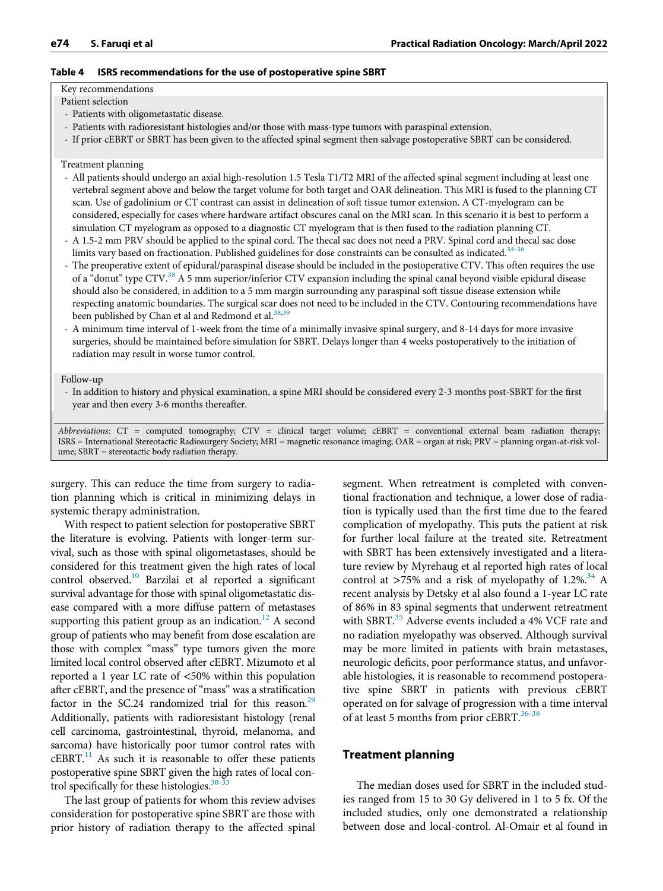**Table 4 ISRS recommendations for the use of postoperative spine SBRT**

Key recommendations

Patient selection

- Patients with oligometastatic disease.
- Patients with radioresistant histologies and/or those with mass-type tumors with paraspinal extension.
- If prior cEBRT or SBRT has been given to the affected spinal segment then salvage postoperative SBRT can be considered.

Treatment planning

- All patients should undergo an axial high-resolution 1.5 Tesla T1/T2 MRI of the affected spinal segment including at least one vertebral segment above and below the target volume for both target and OAR delineation. This MRI is fused to the planning CT scan. Use of gadolinium or CT contrast can assist in delineation of soft tissue tumor extension. A CT-myelogram can be considered, especially for cases where hardware artifact obscures canal on the MRI scan. In this scenario it is best to perform a simulation CT myelogram as opposed to a diagnostic CT myelogram that is then fused to the radiation planning CT.
- A 1.5-2 mm PRV should be applied to the spinal cord. The thecal sac does not need a PRV. Spinal cord and thecal sac dose limits vary based on fractionation. Published guidelines for dose constraints can be consulted as indicated.[34-36]
- The preoperative extent of epidural/paraspinal disease should be included in the postoperative CTV. This often requires the use of a "donut" type CTV.[38] A 5 mm superior/inferior CTV expansion including the spinal canal beyond visible epidural disease should also be considered, in addition to a 5 mm margin surrounding any paraspinal soft tissue disease extension while respecting anatomic boundaries. The surgical scar does not need to be included in the CTV. Contouring recommendations have been published by Chan et al and Redmond et al.[38,39]
- A minimum time interval of 1-week from the time of a minimally invasive spinal surgery, and 8-14 days for more invasive surgeries, should be maintained before simulation for SBRT. Delays longer than 4 weeks postoperatively to the initiation of radiation may result in worse tumor control.

Follow-up

- In addition to history and physical examination, a spine MRI should be considered every 2-3 months post-SBRT for the first year and then every 3-6 months thereafter.

*Abbreviations*: CT = computed tomography; CTV = clinical target volume; cEBRT = conventional external beam radiation therapy; ISRS = International Stereotactic Radiosurgery Society; MRI = magnetic resonance imaging; OAR = organ at risk; PRV = planning organ-at-risk volume; SBRT = stereotactic body radiation therapy.

surgery. This can reduce the time from surgery to radiation planning which is critical in minimizing delays in systemic therapy administration.

With respect to patient selection for postoperative SBRT the literature is evolving. Patients with longer-term survival, such as those with spinal oligometastases, should be considered for this treatment given the high rates of local control observed.[10] Barzilai et al reported a significant survival advantage for those with spinal oligometastatic disease compared with a more diffuse pattern of metastases supporting this patient group as an indication.[12] A second group of patients who may benefit from dose escalation are those with complex "mass" type tumors given the more limited local control observed after cEBRT. Mizumoto et al reported a 1 year LC rate of <50% within this population after cEBRT, and the presence of "mass" was a stratification factor in the SC.24 randomized trial for this reason.[29] Additionally, patients with radioresistant histology (renal cell carcinoma, gastrointestinal, thyroid, melanoma, and sarcoma) have historically poor tumor control rates with cEBRT.[11] As such it is reasonable to offer these patients postoperative spine SBRT given the high rates of local control specifically for these histologies.[30-33]

The last group of patients for whom this review advises consideration for postoperative spine SBRT are those with prior history of radiation therapy to the affected spinal segment. When retreatment is completed with conventional fractionation and technique, a lower dose of radiation is typically used than the first time due to the feared complication of myelopathy. This puts the patient at risk for further local failure at the treated site. Retreatment with SBRT has been extensively investigated and a literature review by Myrehaug et al reported high rates of local control at >75% and a risk of myelopathy of 1.2%.[34] A recent analysis by Detsky et al also found a 1-year LC rate of 86% in 83 spinal segments that underwent retreatment with SBRT.[35] Adverse events included a 4% VCF rate and no radiation myelopathy was observed. Although survival may be more limited in patients with brain metastases, neurologic deficits, poor performance status, and unfavorable histologies, it is reasonable to recommend postoperative spine SBRT in patients with previous cEBRT operated on for salvage of progression with a time interval of at least 5 months from prior cEBRT.[36-38]

## Treatment planning

The median doses used for SBRT in the included studies ranged from 15 to 30 Gy delivered in 1 to 5 fx. Of the included studies, only one demonstrated a relationship between dose and local-control. Al-Omair et al found in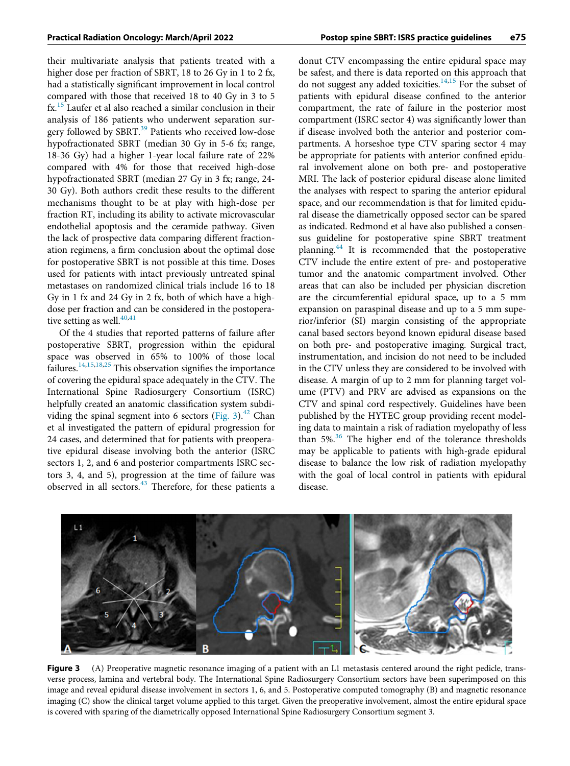their multivariate analysis that patients treated with a higher dose per fraction of SBRT, 18 to 26 Gy in 1 to 2 fx, had a statistically significant improvement in local control compared with those that received 18 to 40 Gy in 3 to 5 fx.[15] Laufer et al also reached a similar conclusion in their analysis of 186 patients who underwent separation surgery followed by SBRT.[39] Patients who received low-dose hypofractionated SBRT (median 30 Gy in 5-6 fx; range, 18-36 Gy) had a higher 1-year local failure rate of 22% compared with 4% for those that received high-dose hypofractionated SBRT (median 27 Gy in 3 fx; range, 24-30 Gy). Both authors credit these results to the different mechanisms thought to be at play with high-dose per fraction RT, including its ability to activate microvascular endothelial apoptosis and the ceramide pathway. Given the lack of prospective data comparing different fractionation regimens, a firm conclusion about the optimal dose for postoperative SBRT is not possible at this time. Doses used for patients with intact previously untreated spinal metastases on randomized clinical trials include 16 to 18 Gy in 1 fx and 24 Gy in 2 fx, both of which have a high-dose per fraction and can be considered in the postoperative setting as well.[40,41]

Of the 4 studies that reported patterns of failure after postoperative SBRT, progression within the epidural space was observed in 65% to 100% of those local failures.[14,15,18,25] This observation signifies the importance of covering the epidural space adequately in the CTV. The International Spine Radiosurgery Consortium (ISRC) helpfully created an anatomic classification system subdividing the spinal segment into 6 sectors (Fig. 3).[42] Chan et al investigated the pattern of epidural progression for 24 cases, and determined that for patients with preoperative epidural disease involving both the anterior (ISRC sectors 1, 2, and 6 and posterior compartments ISRC sectors 3, 4, and 5), progression at the time of failure was observed in all sectors.[43] Therefore, for these patients a donut CTV encompassing the entire epidural space may be safest, and there is data reported on this approach that do not suggest any added toxicities.[14,15] For the subset of patients with epidural disease confined to the anterior compartment, the rate of failure in the posterior most compartment (ISRC sector 4) was significantly lower than if disease involved both the anterior and posterior compartments. A horseshoe type CTV sparing sector 4 may be appropriate for patients with anterior confined epidural involvement alone on both pre- and postoperative MRI. The lack of posterior epidural disease alone limited the analyses with respect to sparing the anterior epidural space, and our recommendation is that for limited epidural disease the diametrically opposed sector can be spared as indicated. Redmond et al have also published a consensus guideline for postoperative spine SBRT treatment planning.[44] It is recommended that the postoperative CTV include the entire extent of pre- and postoperative tumor and the anatomic compartment involved. Other areas that can also be included per physician discretion are the circumferential epidural space, up to a 5 mm expansion on paraspinal disease and up to a 5 mm superior/inferior (SI) margin consisting of the appropriate canal based sectors beyond known epidural disease based on both pre- and postoperative imaging. Surgical tract, instrumentation, and incision do not need to be included in the CTV unless they are considered to be involved with disease. A margin of up to 2 mm for planning target volume (PTV) and PRV are advised as expansions on the CTV and spinal cord respectively. Guidelines have been published by the HYTEC group providing recent modeling data to maintain a risk of radiation myelopathy of less than 5%.[36] The higher end of the tolerance thresholds may be applicable to patients with high-grade epidural disease to balance the low risk of radiation myelopathy with the goal of local control in patients with epidural disease.

**Figure 3** (A) Preoperative magnetic resonance imaging of a patient with an L1 metastasis centered around the right pedicle, transverse process, lamina and vertebral body. The International Spine Radiosurgery Consortium sectors have been superimposed on this image and reveal epidural disease involvement in sectors 1, 6, and 5. Postoperative computed tomography (B) and magnetic resonance imaging (C) show the clinical target volume applied to this target. Given the preoperative involvement, almost the entire epidural space is covered with sparing of the diametrically opposed International Spine Radiosurgery Consortium segment 3.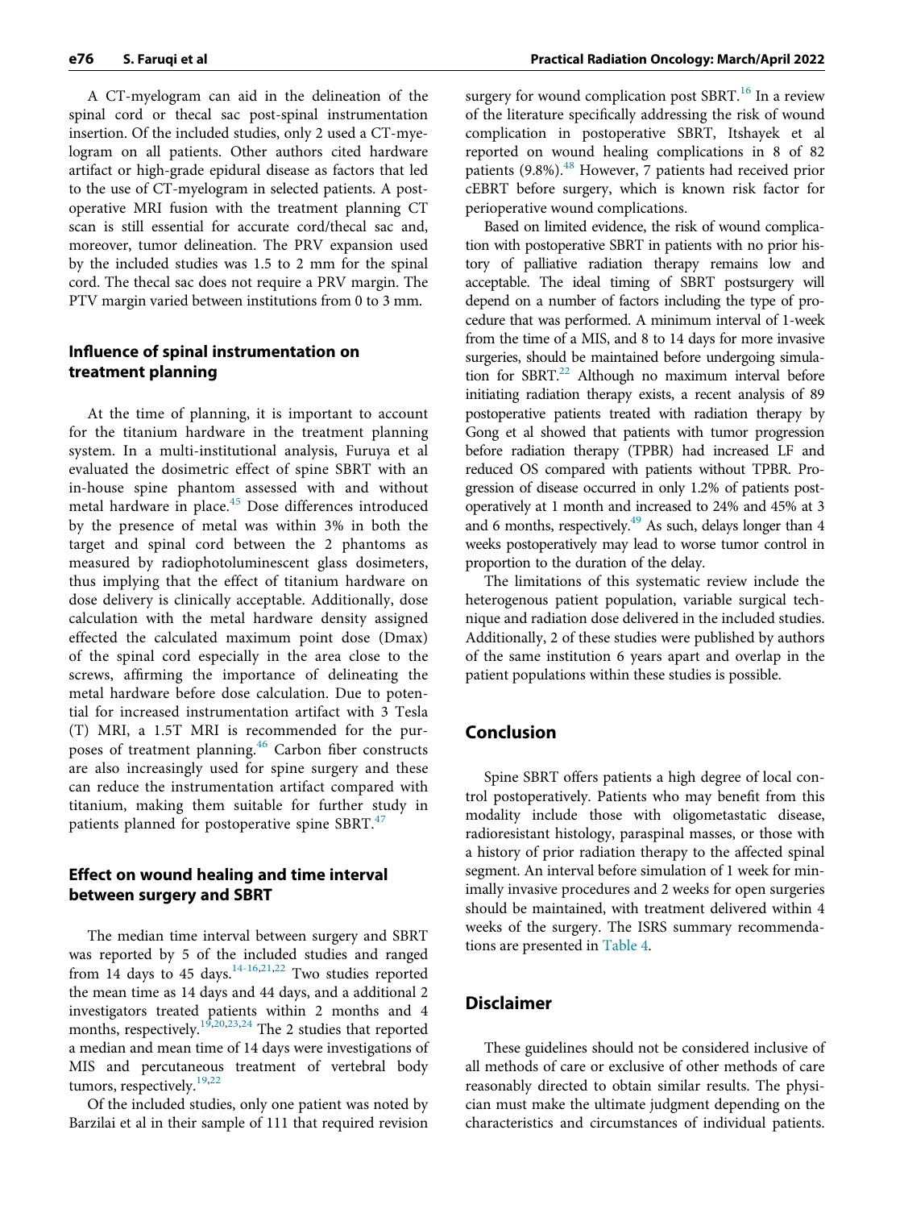A CT-myelogram can aid in the delineation of the spinal cord or thecal sac post-spinal instrumentation insertion. Of the included studies, only 2 used a CT-myelogram on all patients. Other authors cited hardware artifact or high-grade epidural disease as factors that led to the use of CT-myelogram in selected patients. A post-operative MRI fusion with the treatment planning CT scan is still essential for accurate cord/thecal sac and, moreover, tumor delineation. The PRV expansion used by the included studies was 1.5 to 2 mm for the spinal cord. The thecal sac does not require a PRV margin. The PTV margin varied between institutions from 0 to 3 mm.

## Influence of spinal instrumentation on treatment planning

At the time of planning, it is important to account for the titanium hardware in the treatment planning system. In a multi-institutional analysis, Furuya et al evaluated the dosimetric effect of spine SBRT with an in-house spine phantom assessed with and without metal hardware in place.[45] Dose differences introduced by the presence of metal was within 3% in both the target and spinal cord between the 2 phantoms as measured by radiophotoluminescent glass dosimeters, thus implying that the effect of titanium hardware on dose delivery is clinically acceptable. Additionally, dose calculation with the metal hardware density assigned effected the calculated maximum point dose (Dmax) of the spinal cord especially in the area close to the screws, affirming the importance of delineating the metal hardware before dose calculation. Due to potential for increased instrumentation artifact with 3 Tesla (T) MRI, a 1.5T MRI is recommended for the purposes of treatment planning.[46] Carbon fiber constructs are also increasingly used for spine surgery and these can reduce the instrumentation artifact compared with titanium, making them suitable for further study in patients planned for postoperative spine SBRT.[47]

## Effect on wound healing and time interval between surgery and SBRT

The median time interval between surgery and SBRT was reported by 5 of the included studies and ranged from 14 days to 45 days.[14-16,21,22] Two studies reported the mean time as 14 days and 44 days, and a additional 2 investigators treated patients within 2 months and 4 months, respectively.[19,20,23,24] The 2 studies that reported a median and mean time of 14 days were investigations of MIS and percutaneous treatment of vertebral body tumors, respectively.[19,22]

Of the included studies, only one patient was noted by Barzilai et al in their sample of 111 that required revision surgery for wound complication post SBRT.[16] In a review of the literature specifically addressing the risk of wound complication in postoperative SBRT, Itshayek et al reported on wound healing complications in 8 of 82 patients (9.8%).[48] However, 7 patients had received prior cEBRT before surgery, which is known risk factor for perioperative wound complications.

Based on limited evidence, the risk of wound complication with postoperative SBRT in patients with no prior history of palliative radiation therapy remains low and acceptable. The ideal timing of SBRT postsurgery will depend on a number of factors including the type of procedure that was performed. A minimum interval of 1-week from the time of a MIS, and 8 to 14 days for more invasive surgeries, should be maintained before undergoing simulation for SBRT.[22] Although no maximum interval before initiating radiation therapy exists, a recent analysis of 89 postoperative patients treated with radiation therapy by Gong et al showed that patients with tumor progression before radiation therapy (TPBR) had increased LF and reduced OS compared with patients without TPBR. Progression of disease occurred in only 1.2% of patients postoperatively at 1 month and increased to 24% and 45% at 3 and 6 months, respectively.[49] As such, delays longer than 4 weeks postoperatively may lead to worse tumor control in proportion to the duration of the delay.

The limitations of this systematic review include the heterogenous patient population, variable surgical technique and radiation dose delivered in the included studies. Additionally, 2 of these studies were published by authors of the same institution 6 years apart and overlap in the patient populations within these studies is possible.

## Conclusion

Spine SBRT offers patients a high degree of local control postoperatively. Patients who may benefit from this modality include those with oligometastatic disease, radioresistant histology, paraspinal masses, or those with a history of prior radiation therapy to the affected spinal segment. An interval before simulation of 1 week for minimally invasive procedures and 2 weeks for open surgeries should be maintained, with treatment delivered within 4 weeks of the surgery. The ISRS summary recommendations are presented in Table 4.

## Disclaimer

These guidelines should not be considered inclusive of all methods of care or exclusive of other methods of care reasonably directed to obtain similar results. The physician must make the ultimate judgment depending on the characteristics and circumstances of individual patients.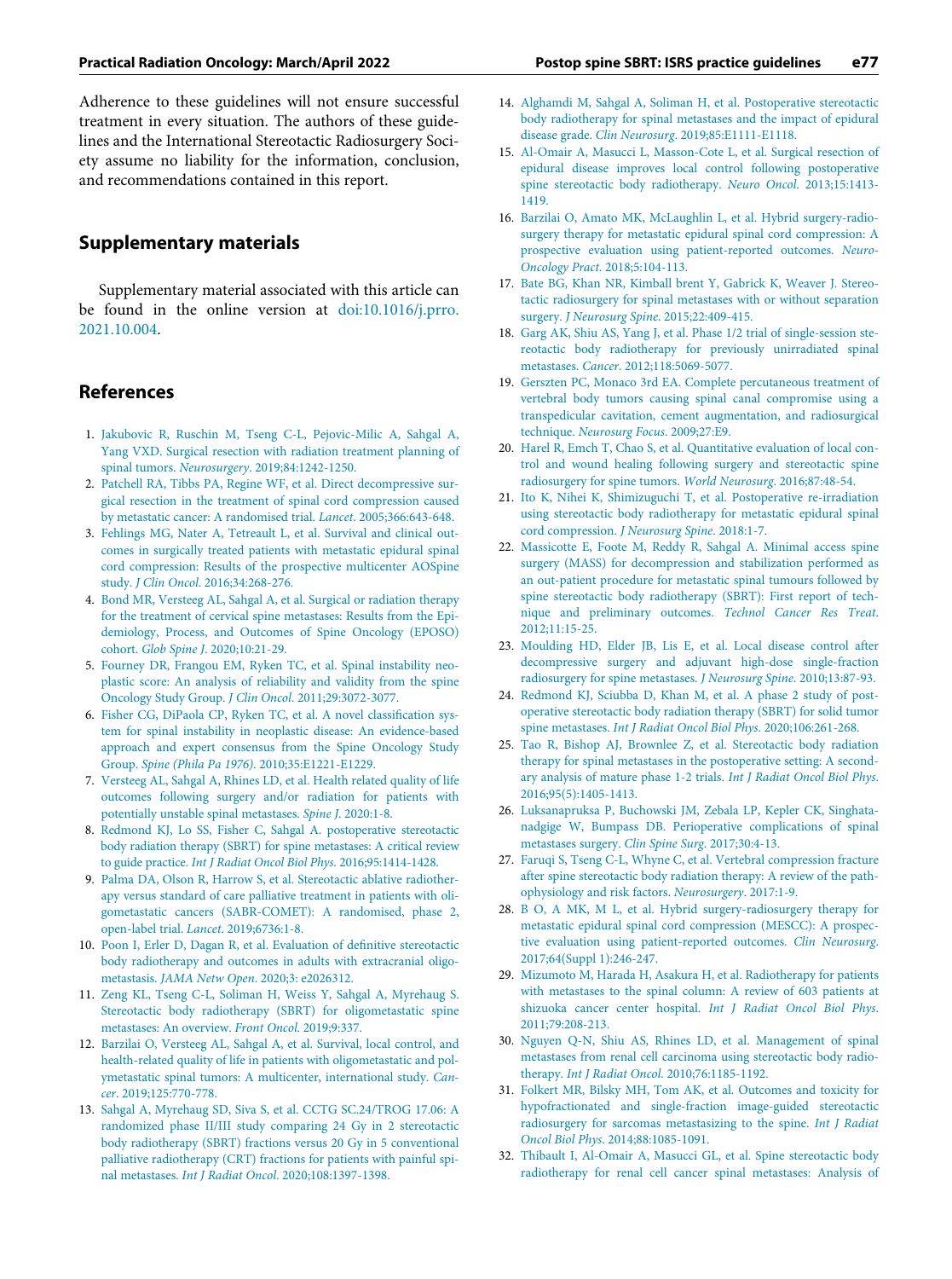Adherence to these guidelines will not ensure successful treatment in every situation. The authors of these guidelines and the International Stereotactic Radiosurgery Society assume no liability for the information, conclusion, and recommendations contained in this report.

## Supplementary materials

Supplementary material associated with this article can be found in the online version at doi:10.1016/j.prro.2021.10.004.

## References

1. Jakubovic R, Ruschin M, Tseng C-L, Pejovic-Milic A, Sahgal A, Yang VXD. Surgical resection with radiation treatment planning of spinal tumors. *Neurosurgery*. 2019;84:1242-1250.
2. Patchell RA, Tibbs PA, Regine WF, et al. Direct decompressive surgical resection in the treatment of spinal cord compression caused by metastatic cancer: A randomised trial. *Lancet*. 2005;366:643-648.
3. Fehlings MG, Nater A, Tetreault L, et al. Survival and clinical outcomes in surgically treated patients with metastatic epidural spinal cord compression: Results of the prospective multicenter AOSpine study. *J Clin Oncol*. 2016;34:268-276.
4. Bond MR, Versteeg AL, Sahgal A, et al. Surgical or radiation therapy for the treatment of cervical spine metastases: Results from the Epidemiology, Process, and Outcomes of Spine Oncology (EPOSO) cohort. *Glob Spine J*. 2020;10:21-29.
5. Fourney DR, Frangou EM, Ryken TC, et al. Spinal instability neoplastic score: An analysis of reliability and validity from the spine Oncology Study Group. *J Clin Oncol*. 2011;29:3072-3077.
6. Fisher CG, DiPaola CP, Ryken TC, et al. A novel classification system for spinal instability in neoplastic disease: An evidence-based approach and expert consensus from the Spine Oncology Study Group. *Spine (Phila Pa 1976)*. 2010;35:E1221-E1229.
7. Versteeg AL, Sahgal A, Rhines LD, et al. Health related quality of life outcomes following surgery and/or radiation for patients with potentially unstable spinal metastases. *Spine J*. 2020:1-8.
8. Redmond KJ, Lo SS, Fisher C, Sahgal A. postoperative stereotactic body radiation therapy (SBRT) for spine metastases: A critical review to guide practice. *Int J Radiat Oncol Biol Phys*. 2016;95:1414-1428.
9. Palma DA, Olson R, Harrow S, et al. Stereotactic ablative radiotherapy versus standard of care palliative treatment in patients with oligometastatic cancers (SABR-COMET): A randomised, phase 2, open-label trial. *Lancet*. 2019;6736:1-8.
10. Poon I, Erler D, Dagan R, et al. Evaluation of definitive stereotactic body radiotherapy and outcomes in adults with extracranial oligometastasis. *JAMA Netw Open*. 2020;3: e2026312.
11. Zeng KL, Tseng C-L, Soliman H, Weiss Y, Sahgal A, Myrehaug S. Stereotactic body radiotherapy (SBRT) for oligometastatic spine metastases: An overview. *Front Oncol*. 2019;9:337.
12. Barzilai O, Versteeg AL, Sahgal A, et al. Survival, local control, and health-related quality of life in patients with oligometastatic and polymetastatic spinal tumors: A multicenter, international study. *Cancer*. 2019;125:770-778.
13. Sahgal A, Myrehaug SD, Siva S, et al. CCTG SC.24/TROG 17.06: A randomized phase II/III study comparing 24 Gy in 2 stereotactic body radiotherapy (SBRT) fractions versus 20 Gy in 5 conventional palliative radiotherapy (CRT) fractions for patients with painful spinal metastases. *Int J Radiat Oncol*. 2020;108:1397-1398.
14. Alghamdi M, Sahgal A, Soliman H, et al. Postoperative stereotactic body radiotherapy for spinal metastases and the impact of epidural disease grade. *Clin Neurosurg*. 2019;85:E1111-E1118.
15. Al-Omair A, Masucci L, Masson-Cote L, et al. Surgical resection of epidural disease improves local control following postoperative spine stereotactic body radiotherapy. *Neuro Oncol*. 2013;15:1413-1419.
16. Barzilai O, Amato MK, McLaughlin L, et al. Hybrid surgery-radiosurgery therapy for metastatic epidural spinal cord compression: A prospective evaluation using patient-reported outcomes. *Neuro-Oncology Pract*. 2018;5:104-113.
17. Bate BG, Khan NR, Kimball brent Y, Gabrick K, Weaver J. Stereotactic radiosurgery for spinal metastases with or without separation surgery. *J Neurosurg Spine*. 2015;22:409-415.
18. Garg AK, Shiu AS, Yang J, et al. Phase 1/2 trial of single-session stereotactic body radiotherapy for previously unirradiated spinal metastases. *Cancer*. 2012;118:5069-5077.
19. Gerszten PC, Monaco 3rd EA. Complete percutaneous treatment of vertebral body tumors causing spinal canal compromise using a transpedicular cavitation, cement augmentation, and radiosurgical technique. *Neurosurg Focus*. 2009;27:E9.
20. Harel R, Emch T, Chao S, et al. Quantitative evaluation of local control and wound healing following surgery and stereotactic spine radiosurgery for spine tumors. *World Neurosurg*. 2016;87:48-54.
21. Ito K, Nihei K, Shimizuguchi T, et al. Postoperative re-irradiation using stereotactic body radiotherapy for metastatic epidural spinal cord compression. *J Neurosurg Spine*. 2018:1-7.
22. Massicotte E, Foote M, Reddy R, Sahgal A. Minimal access spine surgery (MASS) for decompression and stabilization performed as an out-patient procedure for metastatic spinal tumours followed by spine stereotactic body radiotherapy (SBRT): First report of technique and preliminary outcomes. *Technol Cancer Res Treat*. 2012;11:15-25.
23. Moulding HD, Elder JB, Lis E, et al. Local disease control after decompressive surgery and adjuvant high-dose single-fraction radiosurgery for spine metastases. *J Neurosurg Spine*. 2010;13:87-93.
24. Redmond KJ, Sciubba D, Khan M, et al. A phase 2 study of postoperative stereotactic body radiation therapy (SBRT) for solid tumor spine metastases. *Int J Radiat Oncol Biol Phys*. 2020;106:261-268.
25. Tao R, Bishop AJ, Brownlee Z, et al. Stereotactic body radiation therapy for spinal metastases in the postoperative setting: A secondary analysis of mature phase 1-2 trials. *Int J Radiat Oncol Biol Phys*. 2016;95(5):1405-1413.
26. Luksanapruksa P, Buchowski JM, Zebala LP, Kepler CK, Singhatanadgige W, Bumpass DB. Perioperative complications of spinal metastases surgery. *Clin Spine Surg*. 2017;30:4-13.
27. Faruqi S, Tseng C-L, Whyne C, et al. Vertebral compression fracture after spine stereotactic body radiation therapy: A review of the pathophysiology and risk factors. *Neurosurgery*. 2017:1-9.
28. B O, A MK, M L, et al. Hybrid surgery-radiosurgery therapy for metastatic epidural spinal cord compression (MESCC): A prospective evaluation using patient-reported outcomes. *Clin Neurosurg*. 2017;64(Suppl 1):246-247.
29. Mizumoto M, Harada H, Asakura H, et al. Radiotherapy for patients with metastases to the spinal column: A review of 603 patients at shizuoka cancer center hospital. *Int J Radiat Oncol Biol Phys*. 2011;79:208-213.
30. Nguyen Q-N, Shiu AS, Rhines LD, et al. Management of spinal metastases from renal cell carcinoma using stereotactic body radiotherapy. *Int J Radiat Oncol*. 2010;76:1185-1192.
31. Folkert MR, Bilsky MH, Tom AK, et al. Outcomes and toxicity for hypofractionated and single-fraction image-guided stereotactic radiosurgery for sarcomas metastasizing to the spine. *Int J Radiat Oncol Biol Phys*. 2014;88:1085-1091.
32. Thibault I, Al-Omair A, Masucci GL, et al. Spine stereotactic body radiotherapy for renal cell cancer spinal metastases: Analysis of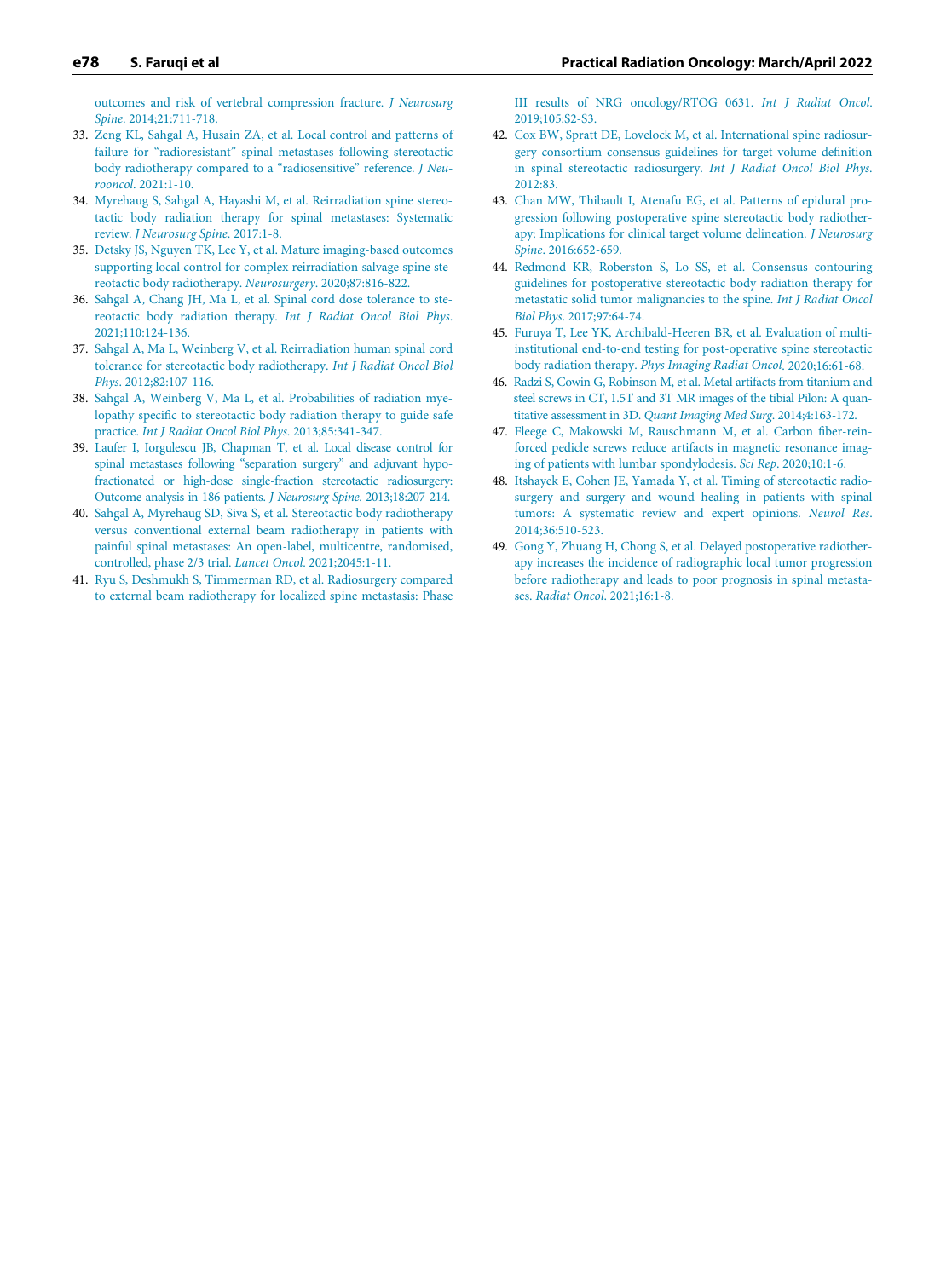outcomes and risk of vertebral compression fracture. *J Neurosurg Spine*. 2014;21:711-718.

33. Zeng KL, Sahgal A, Husain ZA, et al. Local control and patterns of failure for "radioresistant" spinal metastases following stereotactic body radiotherapy compared to a "radiosensitive" reference. *J Neurooncol*. 2021:1-10.
34. Myrehaug S, Sahgal A, Hayashi M, et al. Reirradiation spine stereotactic body radiation therapy for spinal metastases: Systematic review. *J Neurosurg Spine*. 2017:1-8.
35. Detsky JS, Nguyen TK, Lee Y, et al. Mature imaging-based outcomes supporting local control for complex reirradiation salvage spine stereotactic body radiotherapy. *Neurosurgery*. 2020;87:816-822.
36. Sahgal A, Chang JH, Ma L, et al. Spinal cord dose tolerance to stereotactic body radiation therapy. *Int J Radiat Oncol Biol Phys*. 2021;110:124-136.
37. Sahgal A, Ma L, Weinberg V, et al. Reirradiation human spinal cord tolerance for stereotactic body radiotherapy. *Int J Radiat Oncol Biol Phys*. 2012;82:107-116.
38. Sahgal A, Weinberg V, Ma L, et al. Probabilities of radiation myelopathy specific to stereotactic body radiation therapy to guide safe practice. *Int J Radiat Oncol Biol Phys*. 2013;85:341-347.
39. Laufer I, Iorgulescu JB, Chapman T, et al. Local disease control for spinal metastases following "separation surgery" and adjuvant hypofractionated or high-dose single-fraction stereotactic radiosurgery: Outcome analysis in 186 patients. *J Neurosurg Spine*. 2013;18:207-214.
40. Sahgal A, Myrehaug SD, Siva S, et al. Stereotactic body radiotherapy versus conventional external beam radiotherapy in patients with painful spinal metastases: An open-label, multicentre, randomised, controlled, phase 2/3 trial. *Lancet Oncol*. 2021;2045:1-11.
41. Ryu S, Deshmukh S, Timmerman RD, et al. Radiosurgery compared to external beam radiotherapy for localized spine metastasis: Phase III results of NRG oncology/RTOG 0631. *Int J Radiat Oncol*. 2019;105:S2-S3.
42. Cox BW, Spratt DE, Lovelock M, et al. International spine radiosurgery consortium consensus guidelines for target volume definition in spinal stereotactic radiosurgery. *Int J Radiat Oncol Biol Phys*. 2012:83.
43. Chan MW, Thibault I, Atenafu EG, et al. Patterns of epidural progression following postoperative spine stereotactic body radiotherapy: Implications for clinical target volume delineation. *J Neurosurg Spine*. 2016:652-659.
44. Redmond KR, Roberston S, Lo SS, et al. Consensus contouring guidelines for postoperative stereotactic body radiation therapy for metastatic solid tumor malignancies to the spine. *Int J Radiat Oncol Biol Phys*. 2017;97:64-74.
45. Furuya T, Lee YK, Archibald-Heeren BR, et al. Evaluation of multi-institutional end-to-end testing for post-operative spine stereotactic body radiation therapy. *Phys Imaging Radiat Oncol*. 2020;16:61-68.
46. Radzi S, Cowin G, Robinson M, et al. Metal artifacts from titanium and steel screws in CT, 1.5T and 3T MR images of the tibial Pilon: A quantitative assessment in 3D. *Quant Imaging Med Surg*. 2014;4:163-172.
47. Fleege C, Makowski M, Rauschmann M, et al. Carbon fiber-reinforced pedicle screws reduce artifacts in magnetic resonance imaging of patients with lumbar spondylodesis. *Sci Rep*. 2020;10:1-6.
48. Itshayek E, Cohen JE, Yamada Y, et al. Timing of stereotactic radiosurgery and surgery and wound healing in patients with spinal tumors: A systematic review and expert opinions. *Neurol Res*. 2014;36:510-523.
49. Gong Y, Zhuang H, Chong S, et al. Delayed postoperative radiotherapy increases the incidence of radiographic local tumor progression before radiotherapy and leads to poor prognosis in spinal metastases. *Radiat Oncol*. 2021;16:1-8.